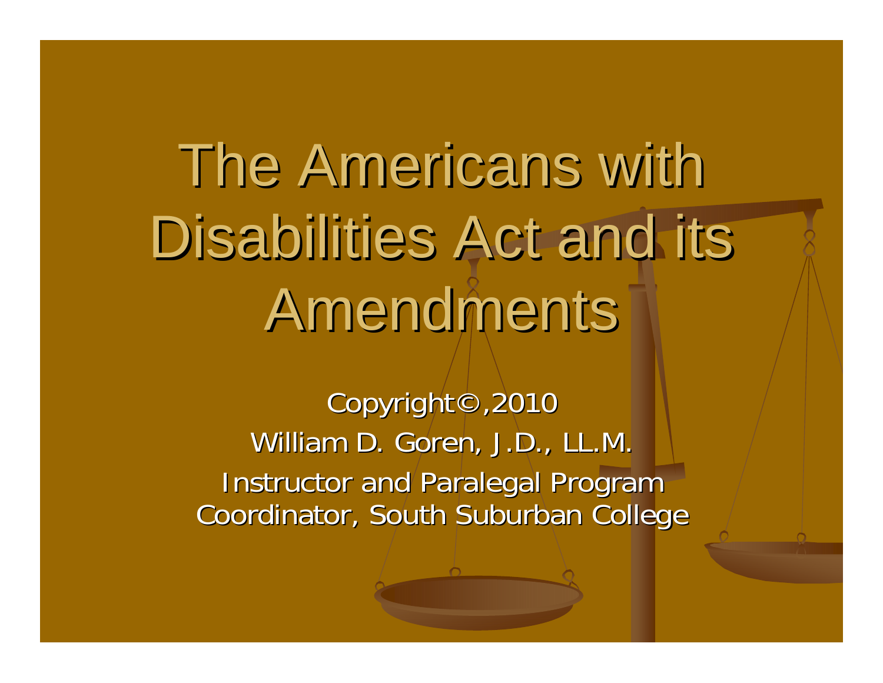# The Americans with Disabilities Act and its Amendments

Copyright©,2010

William D. Goren, J.D., LL.M.

Instructor and Paralegal Program Coordinator, South Suburban College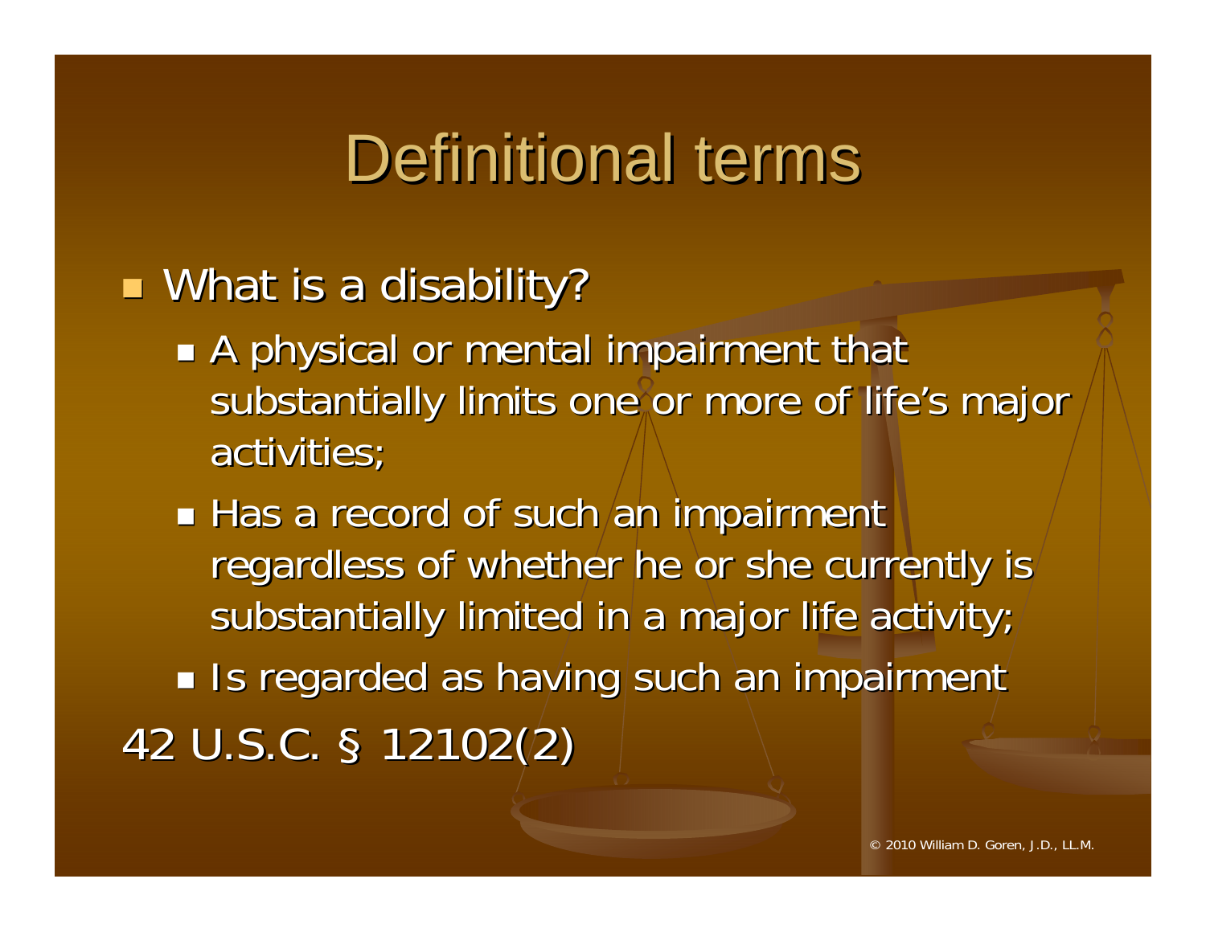# Definitional terms

- What is a disability?
  - A physical or mental impairment that substantially limits one or more of life's major activities;
  - Has a record of such an impairment regardless of whether he or she currently is substantially limited in a major life activity;
  - Is regarded as having such an impairment

42 U.S.C. § 12102(2)

© 2010 William D. Goren, J.D., LL.M.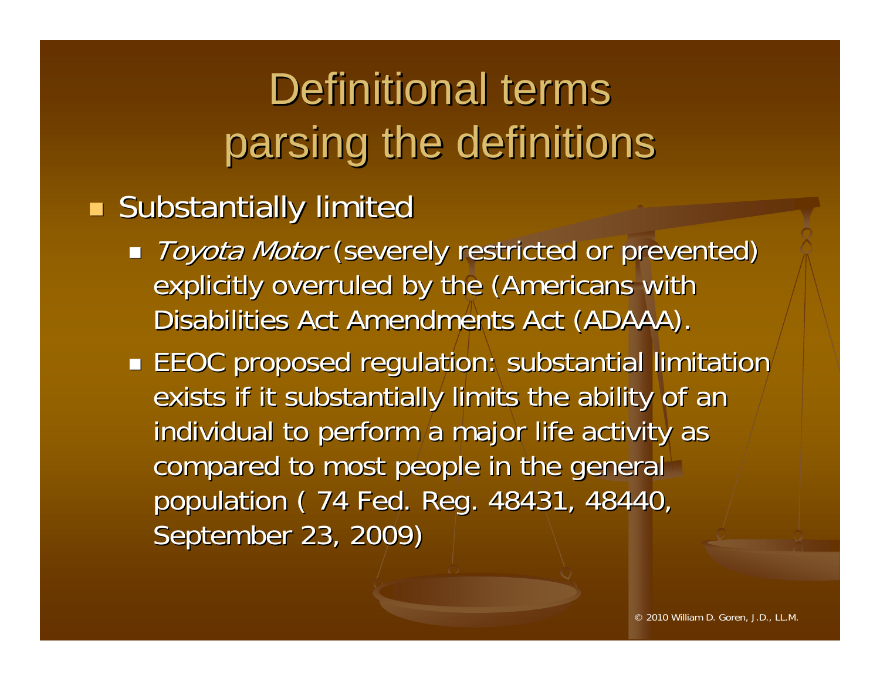# Definitional terms parsing the definitions

- Substantially limited
  - *Toyota Motor* (severely restricted or prevented) explicitly overruled by the (Americans with Disabilities Act Amendments Act (ADAAA).
  - EEOC proposed regulation: substantial limitation exists if it substantially limits the ability of an individual to perform a major life activity as compared to most people in the general population ( 74 Fed. Reg. 48431, 48440, September 23, 2009)

© 2010 William D. Goren, J.D., LL.M.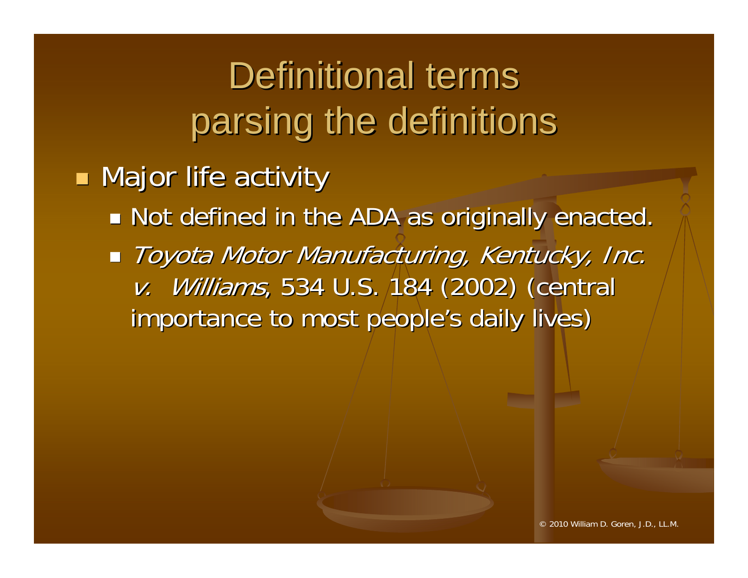# Definitional terms parsing the definitions

- Major life activity
  - Not defined in the ADA as originally enacted.
  - *Toyota Motor Manufacturing, Kentucky, Inc. v. Williams*, 534 U.S. 184 (2002) (central importance to most people's daily lives)

© 2010 William D. Goren, J.D., LL.M.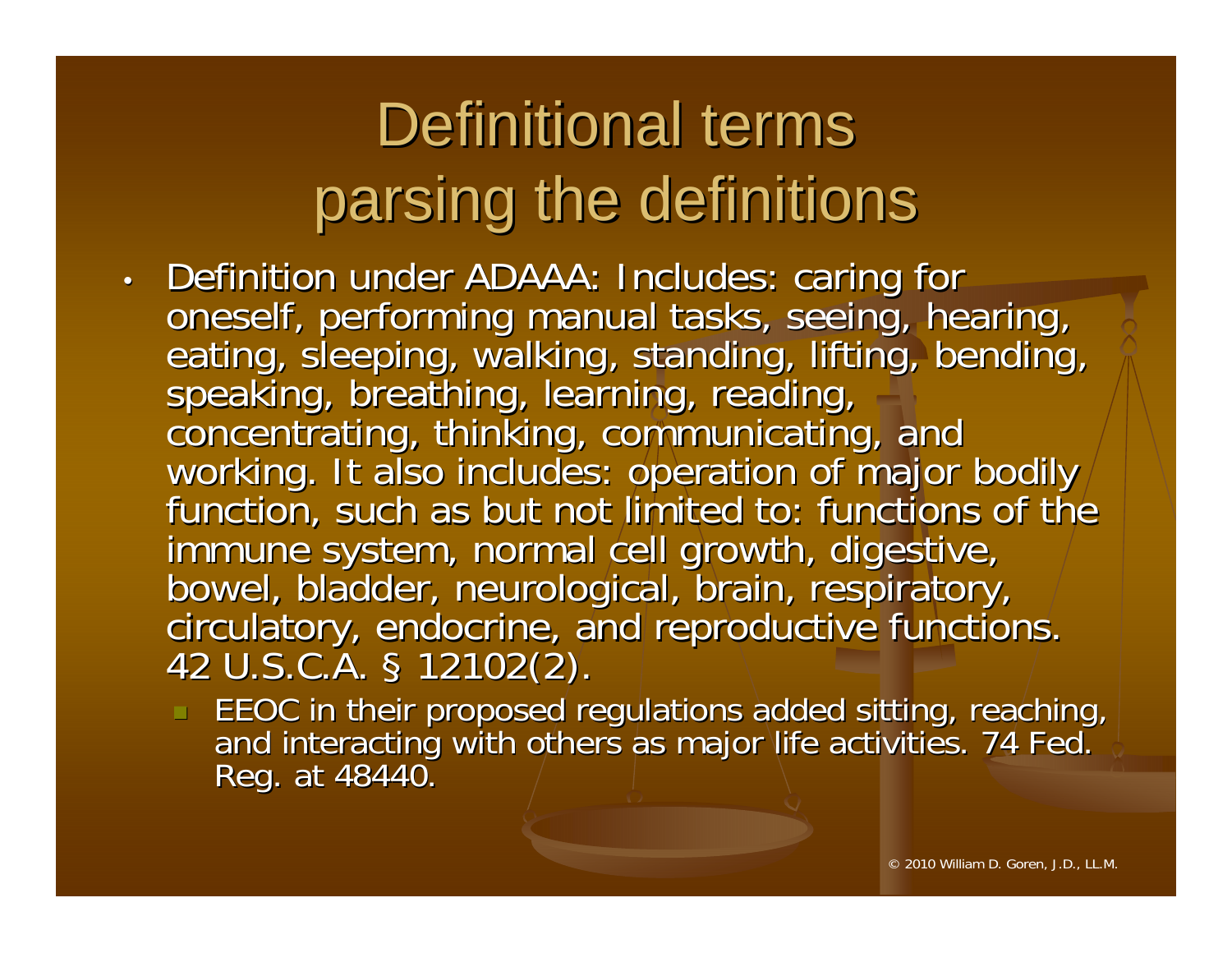# Definitional terms parsing the definitions

- Definition under ADAAA: Includes: caring for oneself, performing manual tasks, seeing, hearing, eating, sleeping, walking, standing, lifting, bending, speaking, breathing, learning, reading, concentrating, thinking, communicating, and working. It also includes: operation of major bodily function, such as but not limited to: functions of the immune system, normal cell growth, digestive, bowel, bladder, neurological, brain, respiratory, circulatory, endocrine, and reproductive functions. 42 U.S.C.A. § 12102(2).
  - EEOC in their proposed regulations added sitting, reaching, and interacting with others as major life activities. 74 Fed. Reg. at 48440.

© 2010 William D. Goren, J.D., LL.M.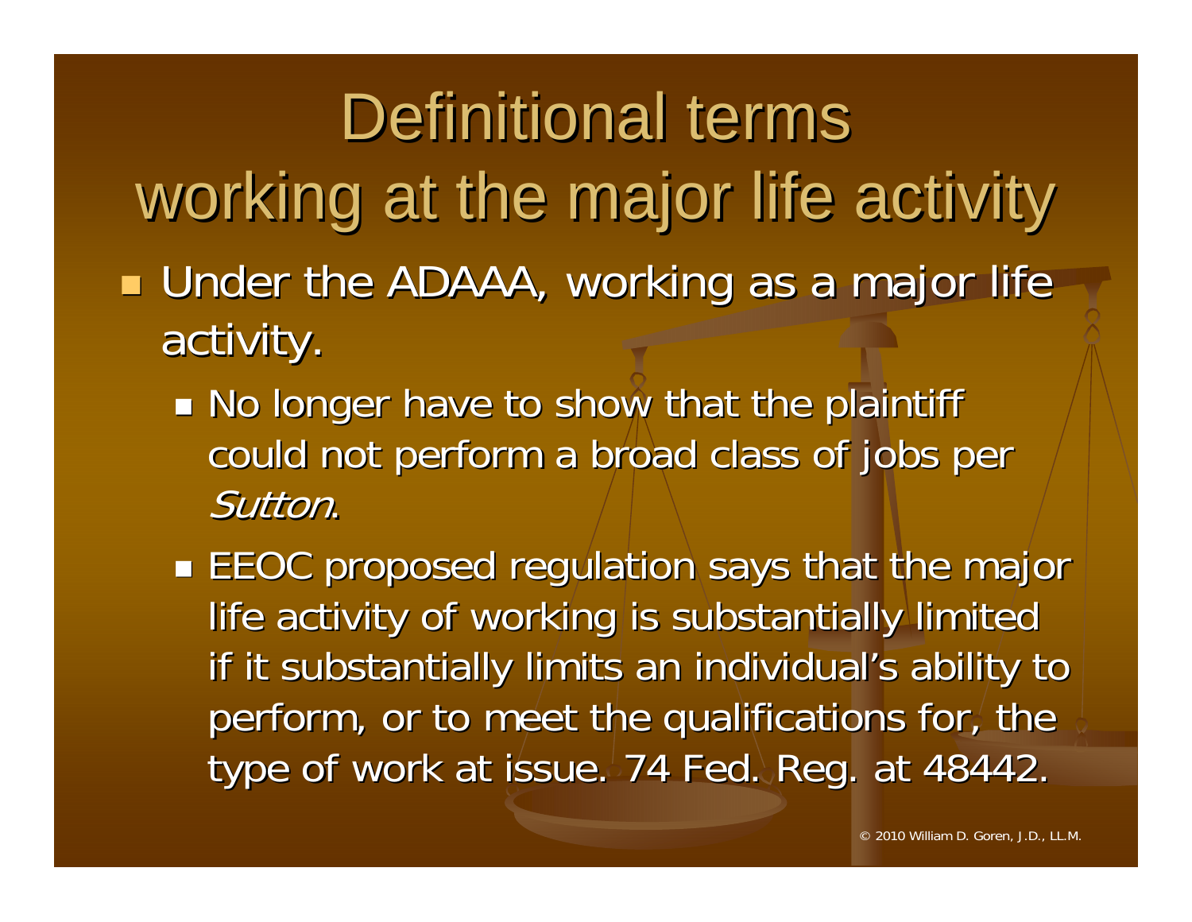# Definitional terms working at the major life activity

- Under the ADAAA, working as a major life activity.
  - No longer have to show that the plaintiff could not perform a broad class of jobs per *Sutton*.
  - EEOC proposed regulation says that the major life activity of working is substantially limited if it substantially limits an individual's ability to perform, or to meet the qualifications for, the type of work at issue. 74 Fed. Reg. at 48442.

© 2010 William D. Goren, J.D., LL.M.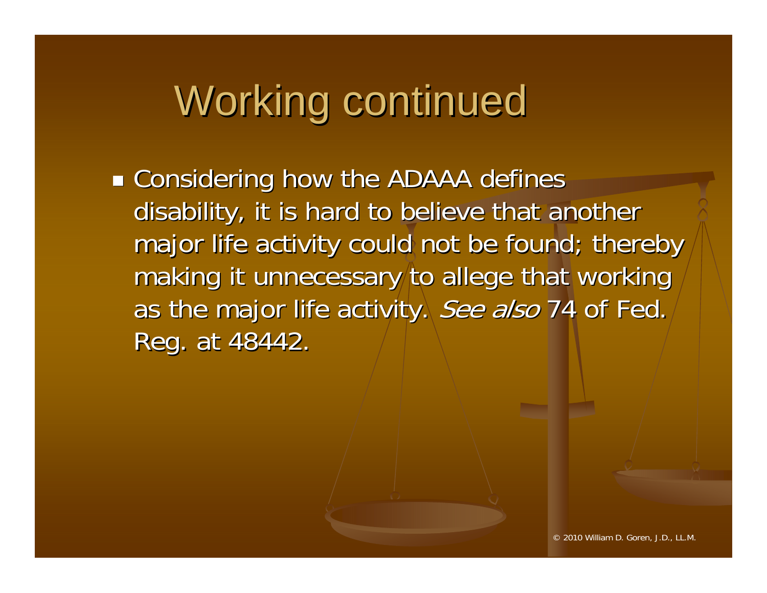# Working continued

- Considering how the ADAAA defines disability, it is hard to believe that another major life activity could not be found; thereby making it unnecessary to allege that working as the major life activity. *See also* 74 of Fed. Reg. at 48442.

© 2010 William D. Goren, J.D., LL.M.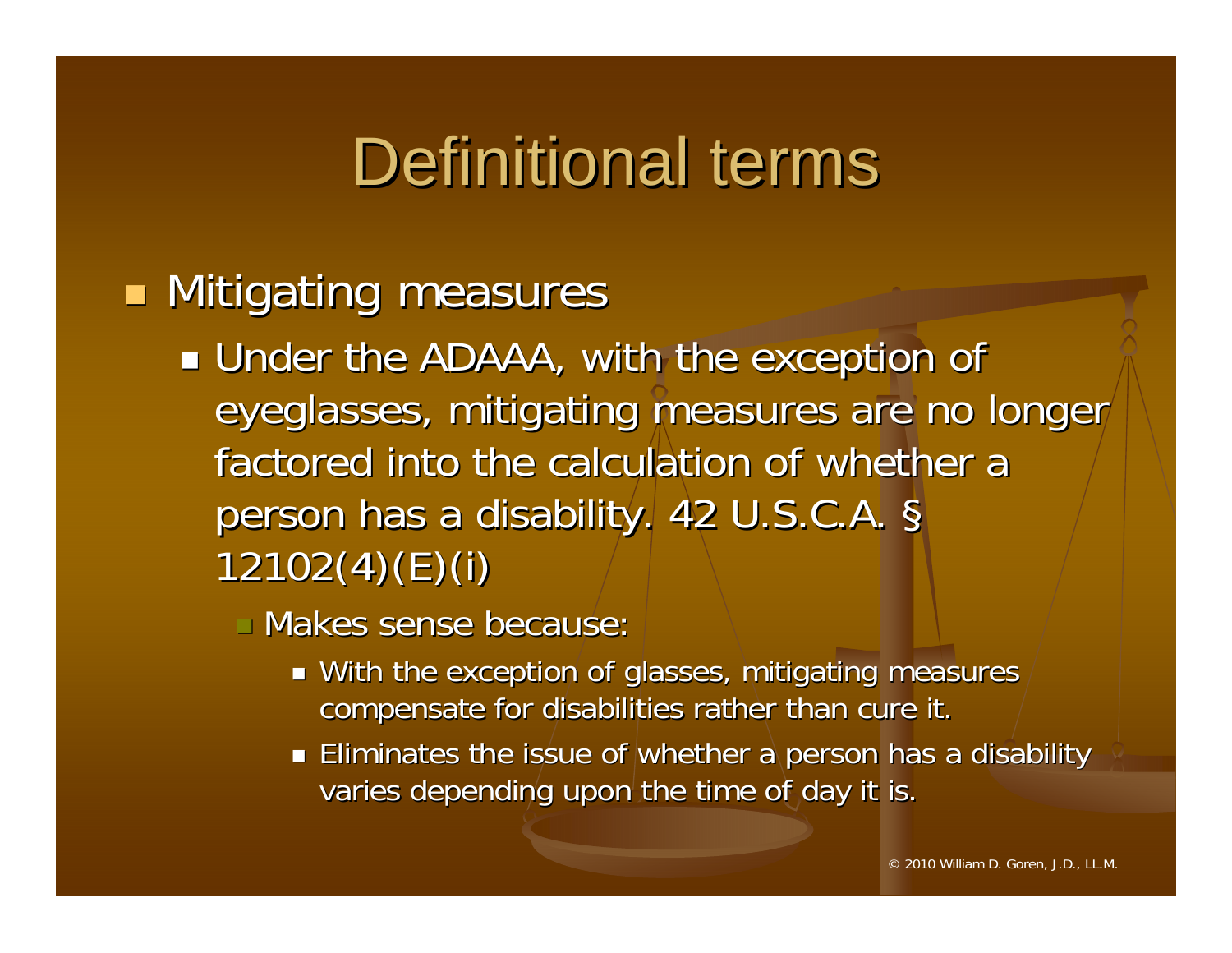# Definitional terms

- Mitigating measures
  - Under the ADAAA, with the exception of eyeglasses, mitigating measures are no longer factored into the calculation of whether a person has a disability. 42 U.S.C.A. § 12102(4)(E)(i)
    - Makes sense because:
      - With the exception of glasses, mitigating measures compensate for disabilities rather than cure it.
      - Eliminates the issue of whether a person has a disability varies depending upon the time of day it is.

© 2010 William D. Goren, J.D., LL.M.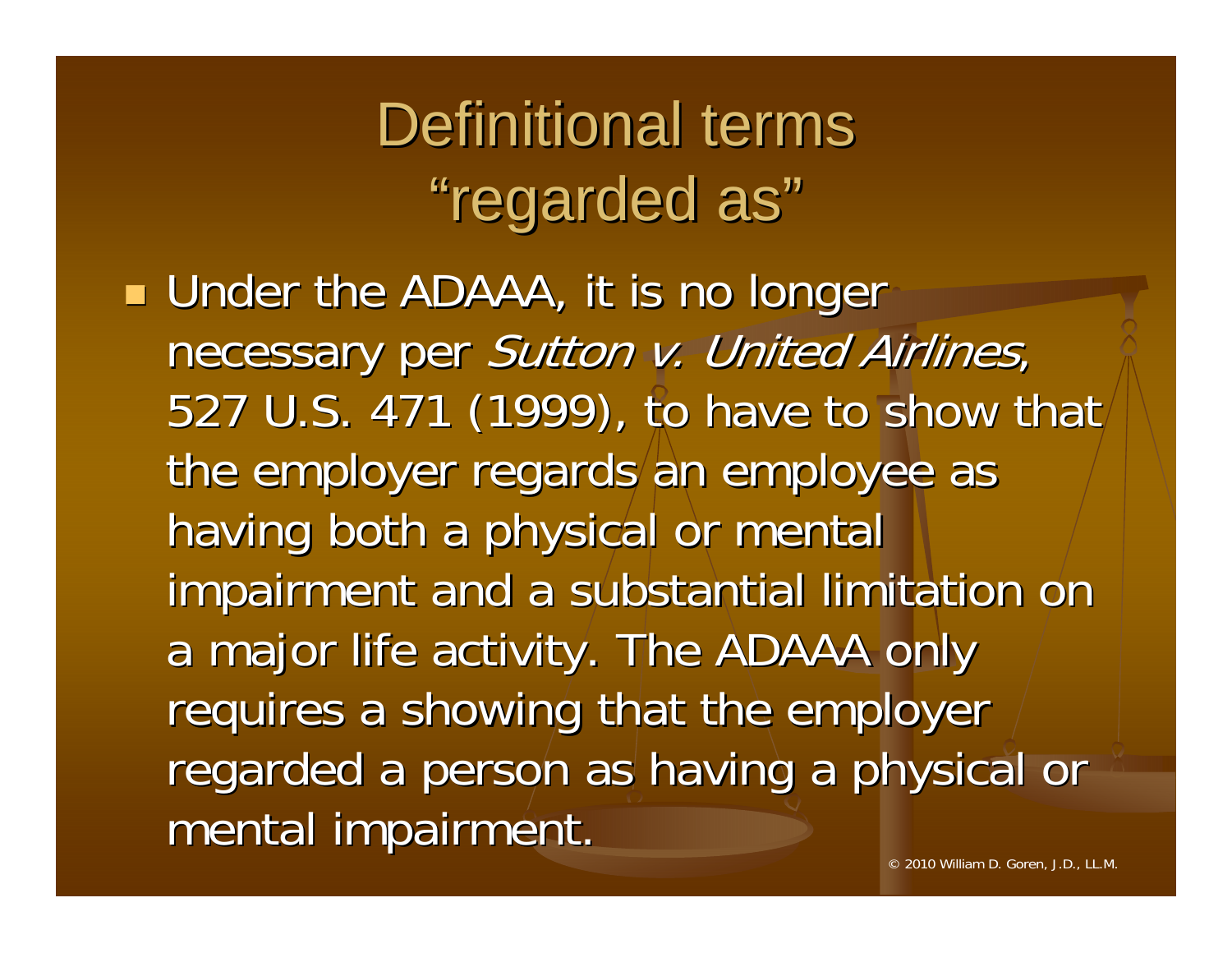# Definitional terms "regarded as"

- Under the ADAAA, it is no longer necessary per *Sutton v. United Airlines*, 527 U.S. 471 (1999), to have to show that the employer regards an employee as having both a physical or mental impairment and a substantial limitation on a major life activity. The ADAAA only requires a showing that the employer regarded a person as having a physical or mental impairment.

© 2010 William D. Goren, J.D., LL.M.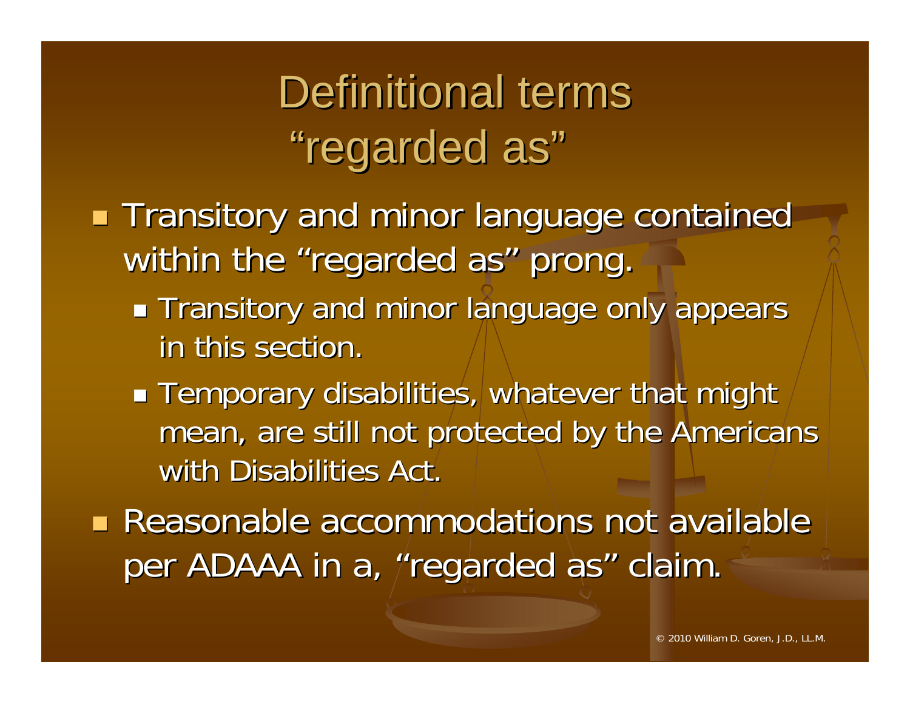# Definitional terms "regarded as"

- Transitory and minor language contained within the "regarded as" prong.
  - Transitory and minor language only appears in this section.
  - Temporary disabilities, whatever that might mean, are still not protected by the Americans with Disabilities Act.
- Reasonable accommodations not available per ADAAA in a, "regarded as" claim.

© 2010 William D. Goren, J.D., LL.M.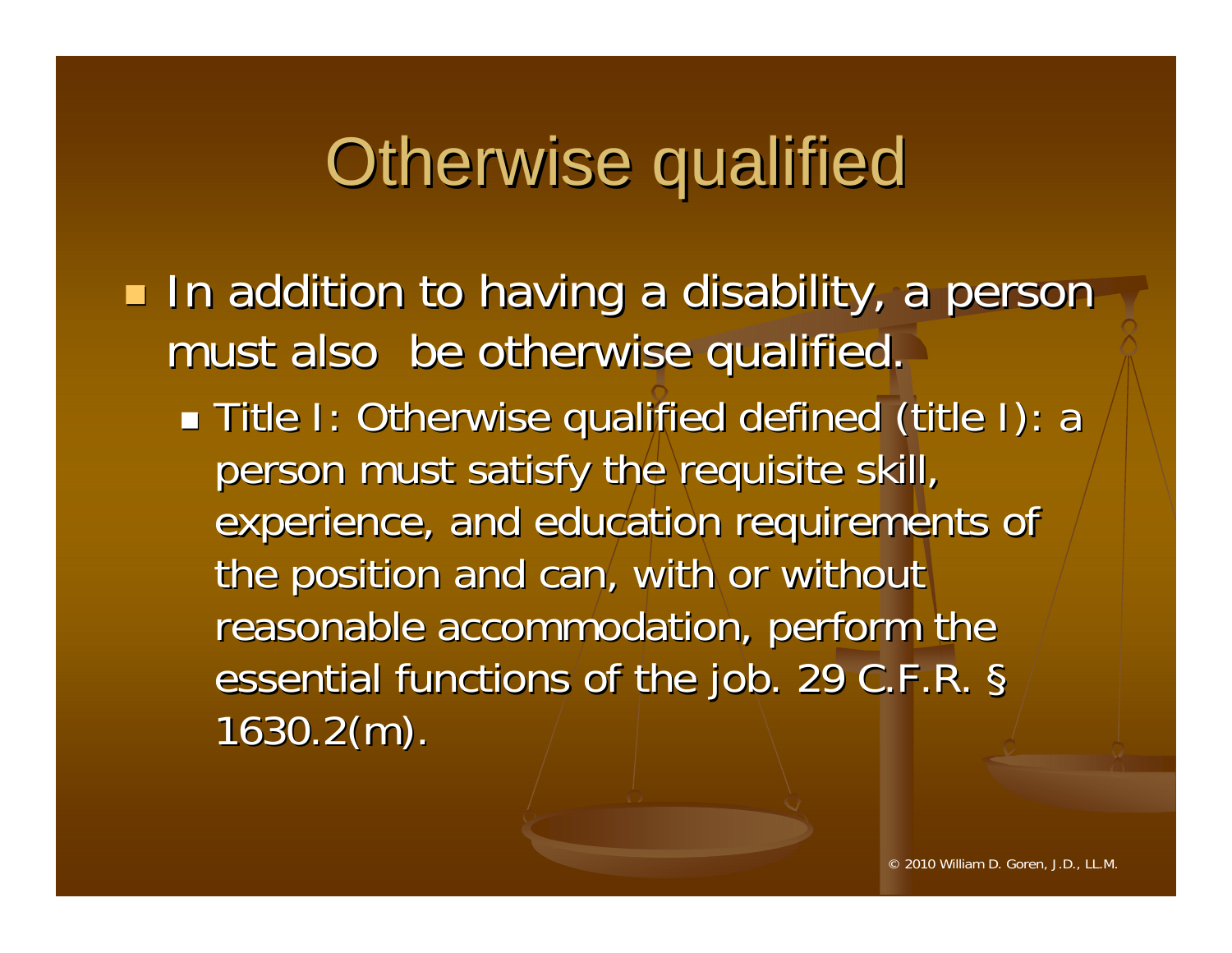# Otherwise qualified

- In addition to having a disability, a person must also be otherwise qualified.
  - Title I: Otherwise qualified defined (title I): a person must satisfy the requisite skill, experience, and education requirements of the position and can, with or without reasonable accommodation, perform the essential functions of the job. 29 C.F.R. § 1630.2(m).

© 2010 William D. Goren, J.D., LL.M.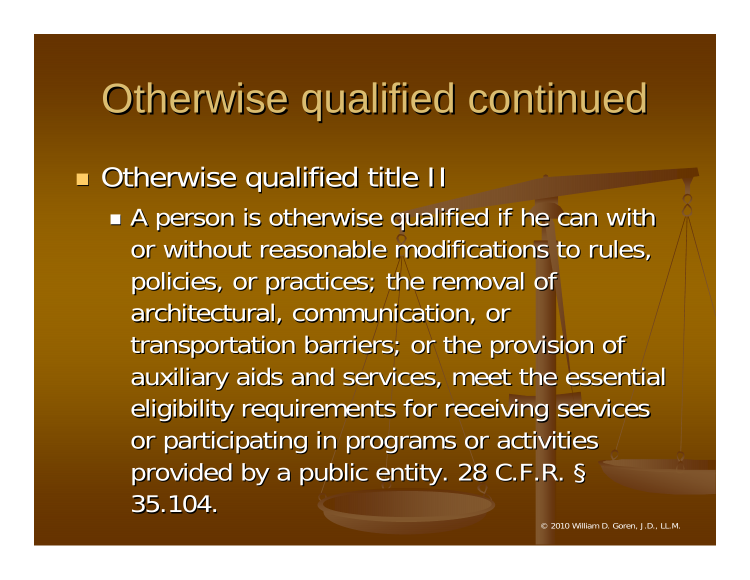# Otherwise qualified continued

- Otherwise qualified title II
  - A person is otherwise qualified if he can with or without reasonable modifications to rules, policies, or practices; the removal of architectural, communication, or transportation barriers; or the provision of auxiliary aids and services, meet the essential eligibility requirements for receiving services or participating in programs or activities provided by a public entity. 28 C.F.R. § 35.104.

© 2010 William D. Goren, J.D., LL.M.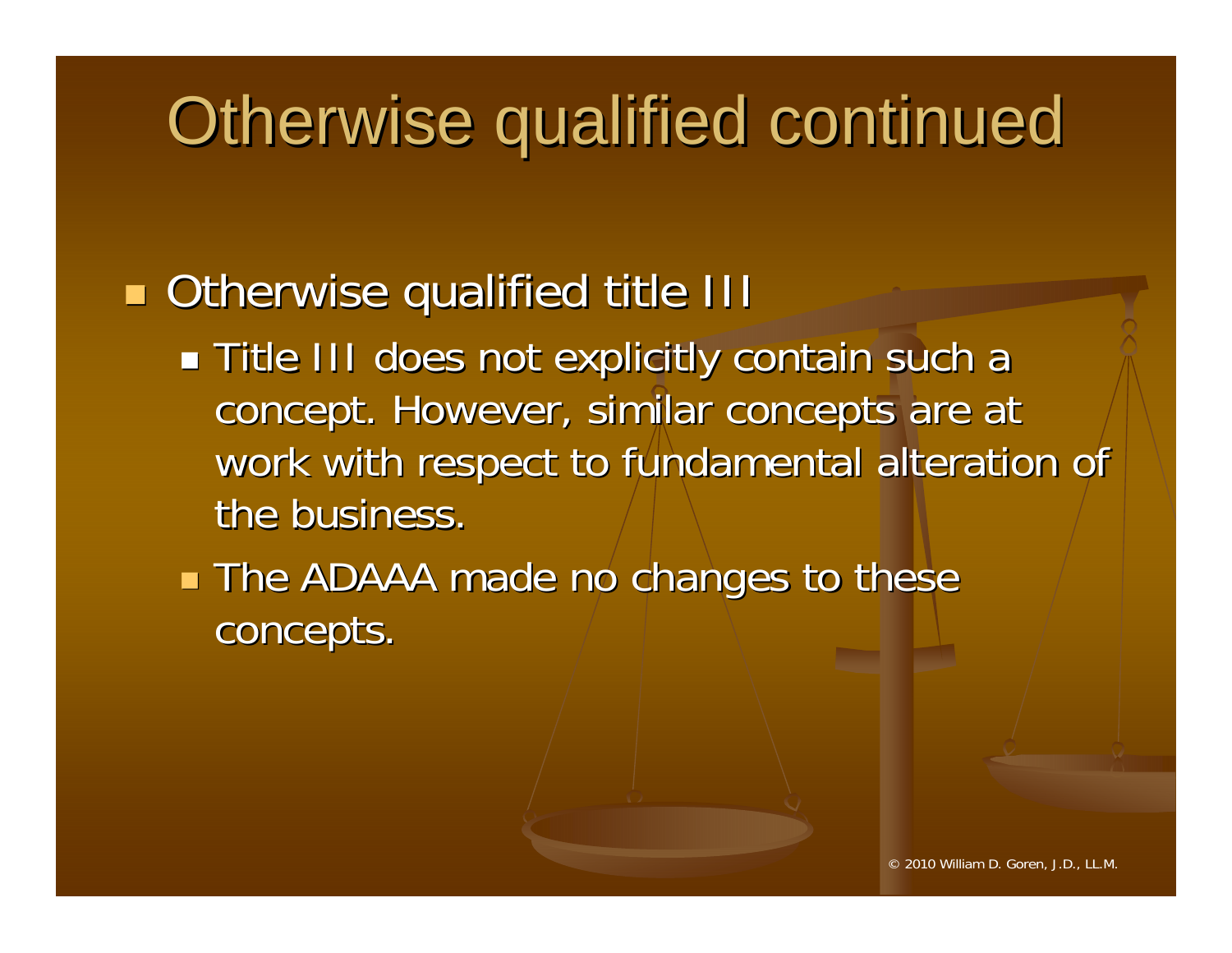# Otherwise qualified continued

- Otherwise qualified title III
  - Title III does not explicitly contain such a concept. However, similar concepts are at work with respect to fundamental alteration of the business.
  - The ADAAA made no changes to these concepts.

© 2010 William D. Goren, J.D., LL.M.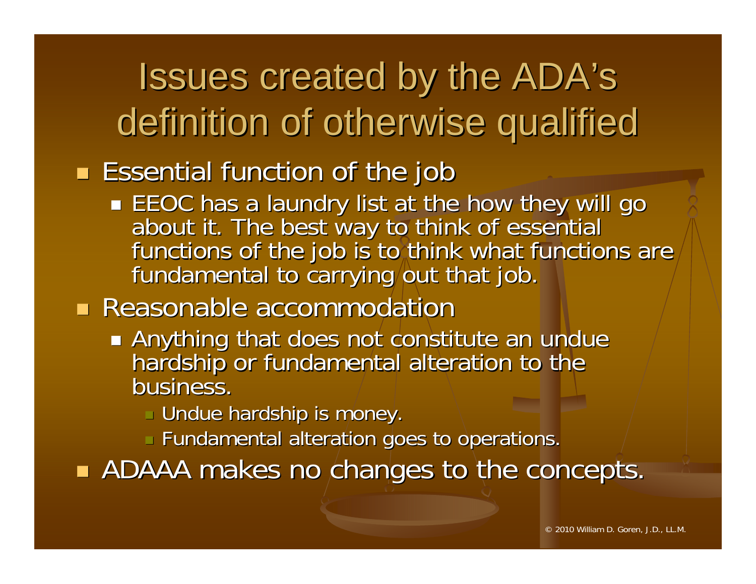# Issues created by the ADA's definition of otherwise qualified

- Essential function of the job
  - EEOC has a laundry list at the how they will go about it. The best way to think of essential functions of the job is to think what functions are fundamental to carrying out that job.
- Reasonable accommodation
  - Anything that does not constitute an undue hardship or fundamental alteration to the business.
    - Undue hardship is money.
    - Fundamental alteration goes to operations.
- ADAAA makes no changes to the concepts.

© 2010 William D. Goren, J.D., LL.M.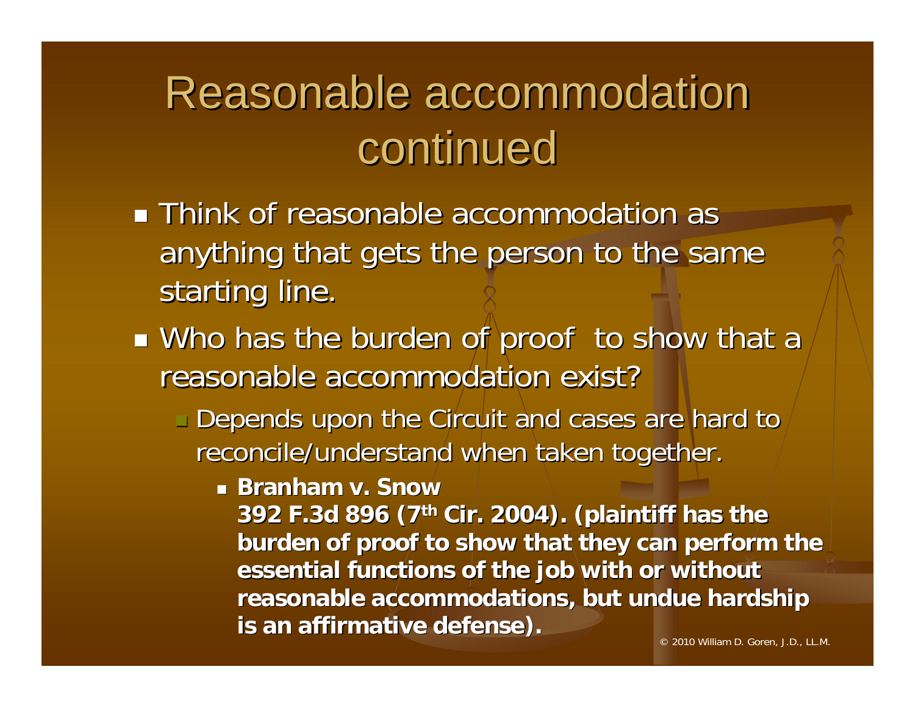# Reasonable accommodation continued

- Think of reasonable accommodation as anything that gets the person to the same starting line.
- Who has the burden of proof to show that a reasonable accommodation exist?
  - Depends upon the Circuit and cases are hard to reconcile/understand when taken together.
    - **Branham v. Snow 392 F.3d 896 (7th Cir. 2004). (plaintiff has the burden of proof to show that they can perform the essential functions of the job with or without reasonable accommodations, but undue hardship is an affirmative defense).**

© 2010 William D. Goren, J.D., LL.M.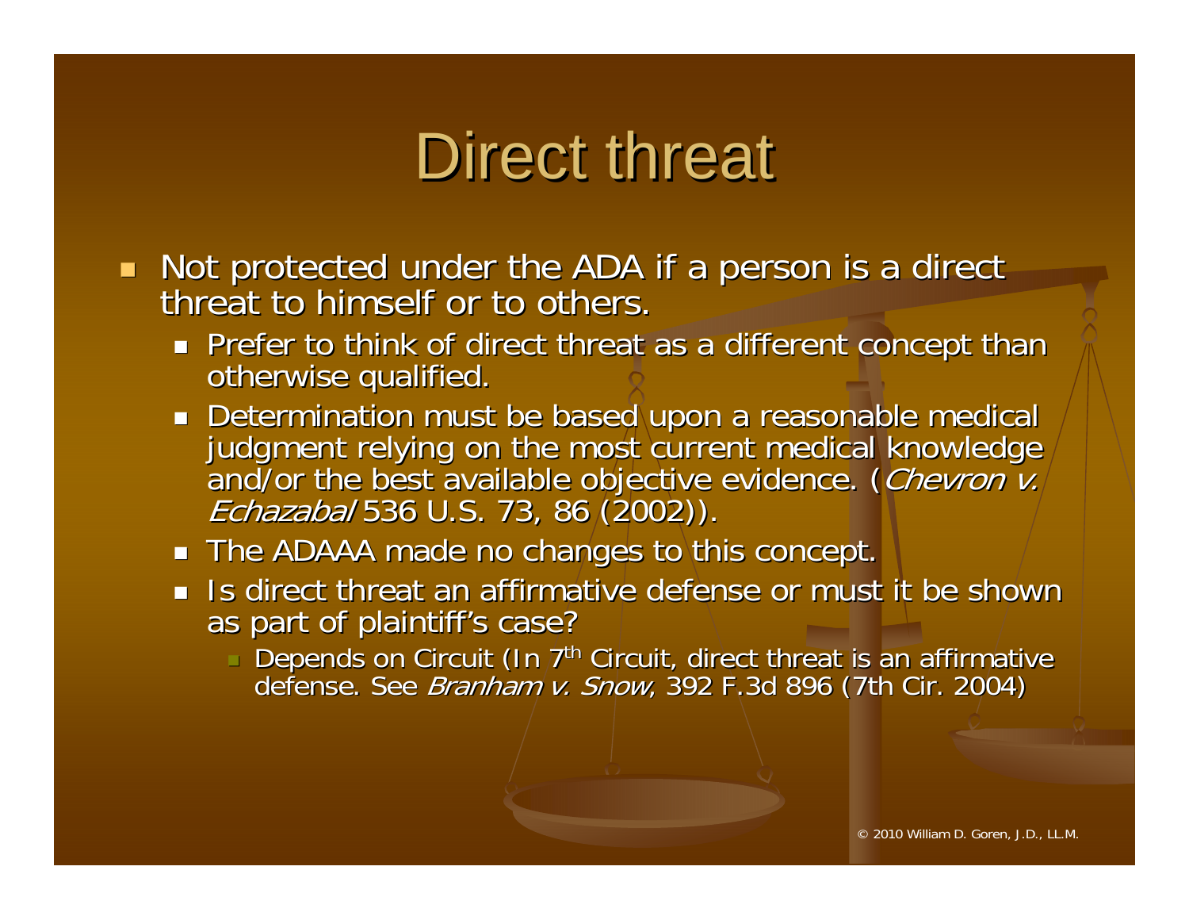# Direct threat

- Not protected under the ADA if a person is a direct threat to himself or to others.
  - Prefer to think of direct threat as a different concept than otherwise qualified.
  - Determination must be based upon a reasonable medical judgment relying on the most current medical knowledge and/or the best available objective evidence. (*Chevron v. Echazabal* 536 U.S. 73, 86 (2002)).
  - The ADAAA made no changes to this concept.
  - Is direct threat an affirmative defense or must it be shown as part of plaintiff's case?
    - Depends on Circuit (In 7th Circuit, direct threat is an affirmative defense. See *Branham v. Snow*, 392 F.3d 896 (7th Cir. 2004)

© 2010 William D. Goren, J.D., LL.M.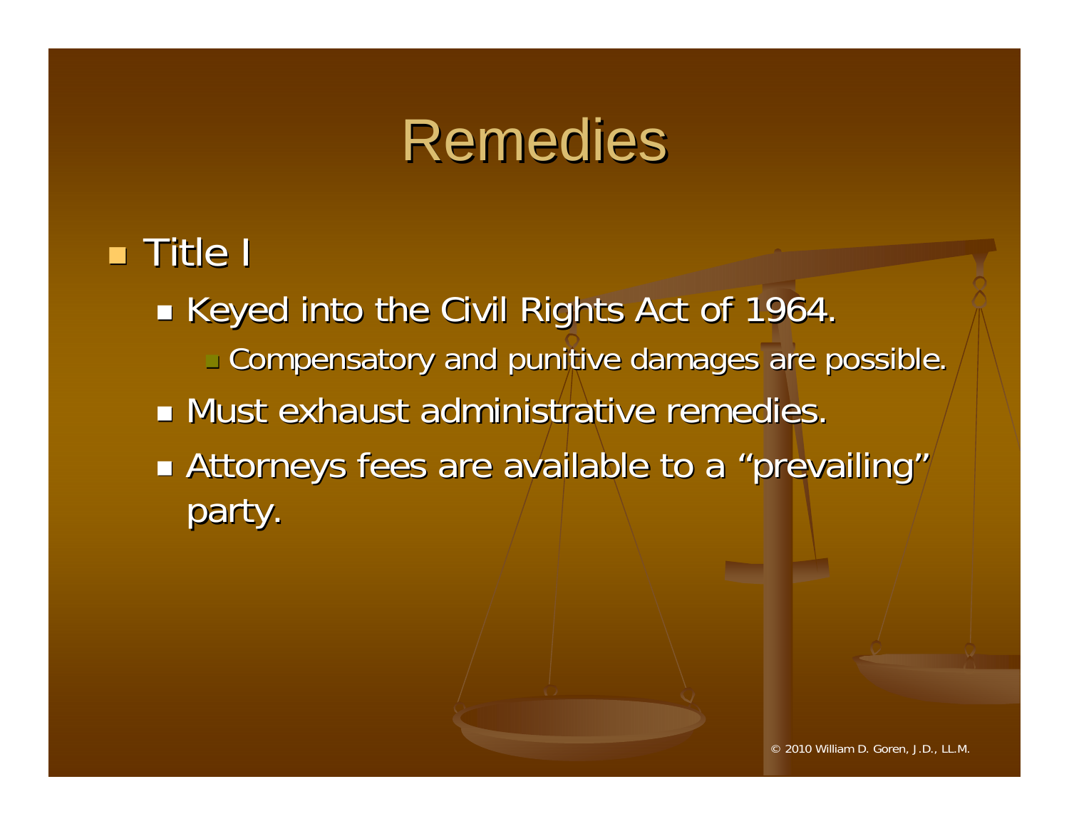# Remedies

- Title I
  - Keyed into the Civil Rights Act of 1964.
    - Compensatory and punitive damages are possible.
  - Must exhaust administrative remedies.
  - Attorneys fees are available to a "prevailing" party.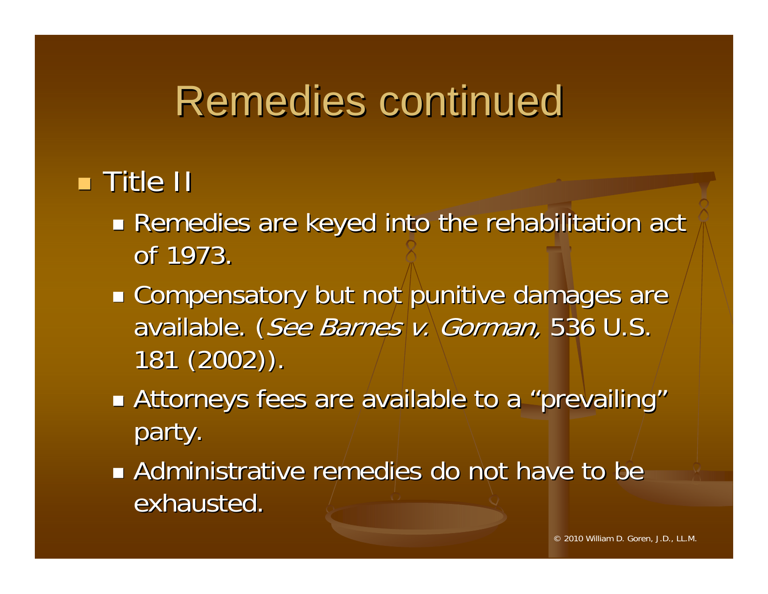# Remedies continued

- Title II
  - Remedies are keyed into the rehabilitation act of 1973.
  - Compensatory but not punitive damages are available. (*See Barnes v. Gorman,* 536 U.S. 181 (2002)).
  - Attorneys fees are available to a "prevailing" party.
  - Administrative remedies do not have to be exhausted.

© 2010 William D. Goren, J.D., LL.M.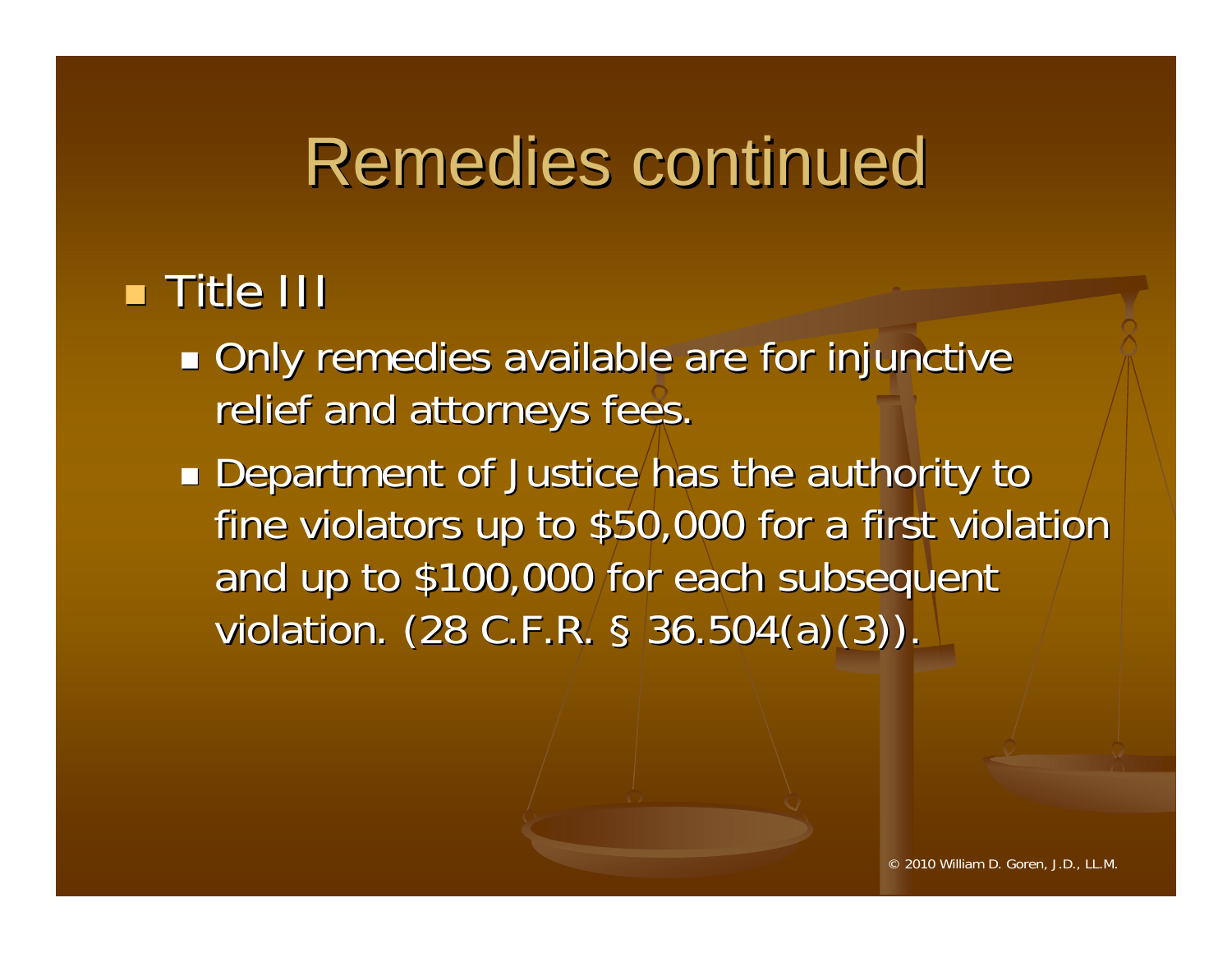# Remedies continued

- Title III
  - Only remedies available are for injunctive relief and attorneys fees.
  - Department of Justice has the authority to fine violators up to $50,000 for a first violation and up to $100,000 for each subsequent violation. (28 C.F.R. § 36.504(a)(3)).

© 2010 William D. Goren, J.D., LL.M.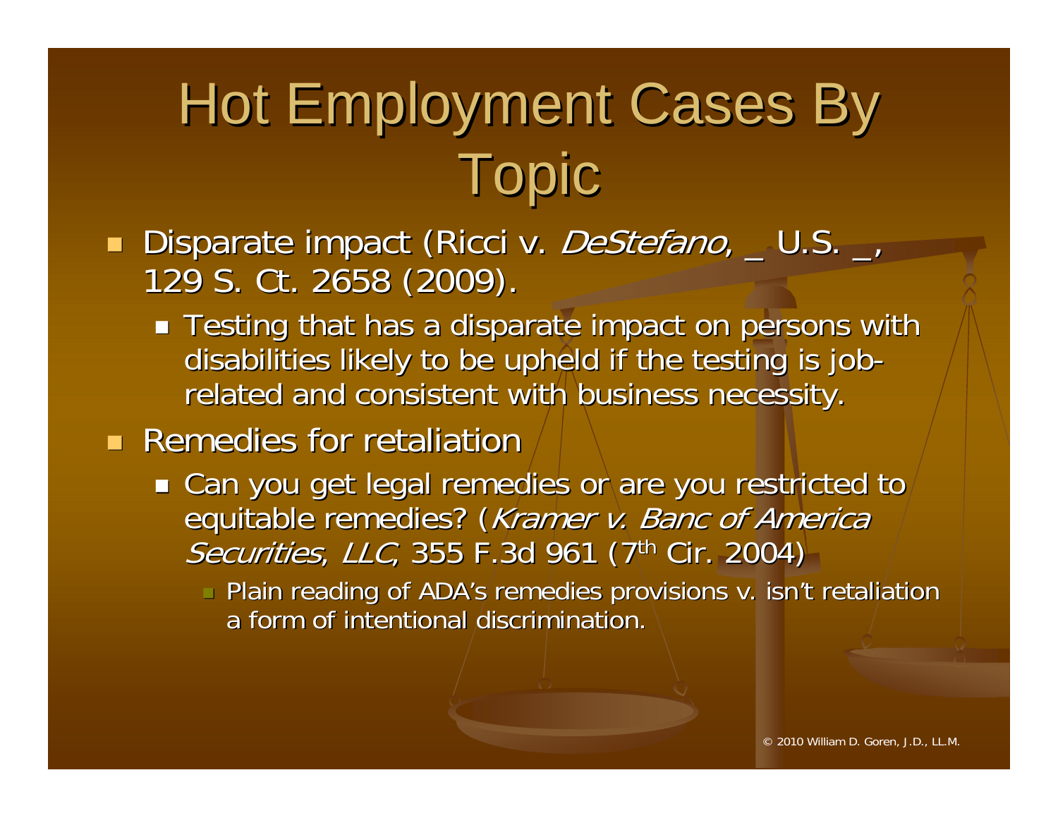# Hot Employment Cases By Topic

- Disparate impact (Ricci v. *DeStefano*, _ U.S. _, 129 S. Ct. 2658 (2009).
  - Testing that has a disparate impact on persons with disabilities likely to be upheld if the testing is job-related and consistent with business necessity.
- Remedies for retaliation
  - Can you get legal remedies or are you restricted to equitable remedies? (*Kramer v. Banc of America Securities, LLC*, 355 F.3d 961 (7th Cir. 2004)
    - Plain reading of ADA's remedies provisions v. isn't retaliation a form of intentional discrimination.

© 2010 William D. Goren, J.D., LL.M.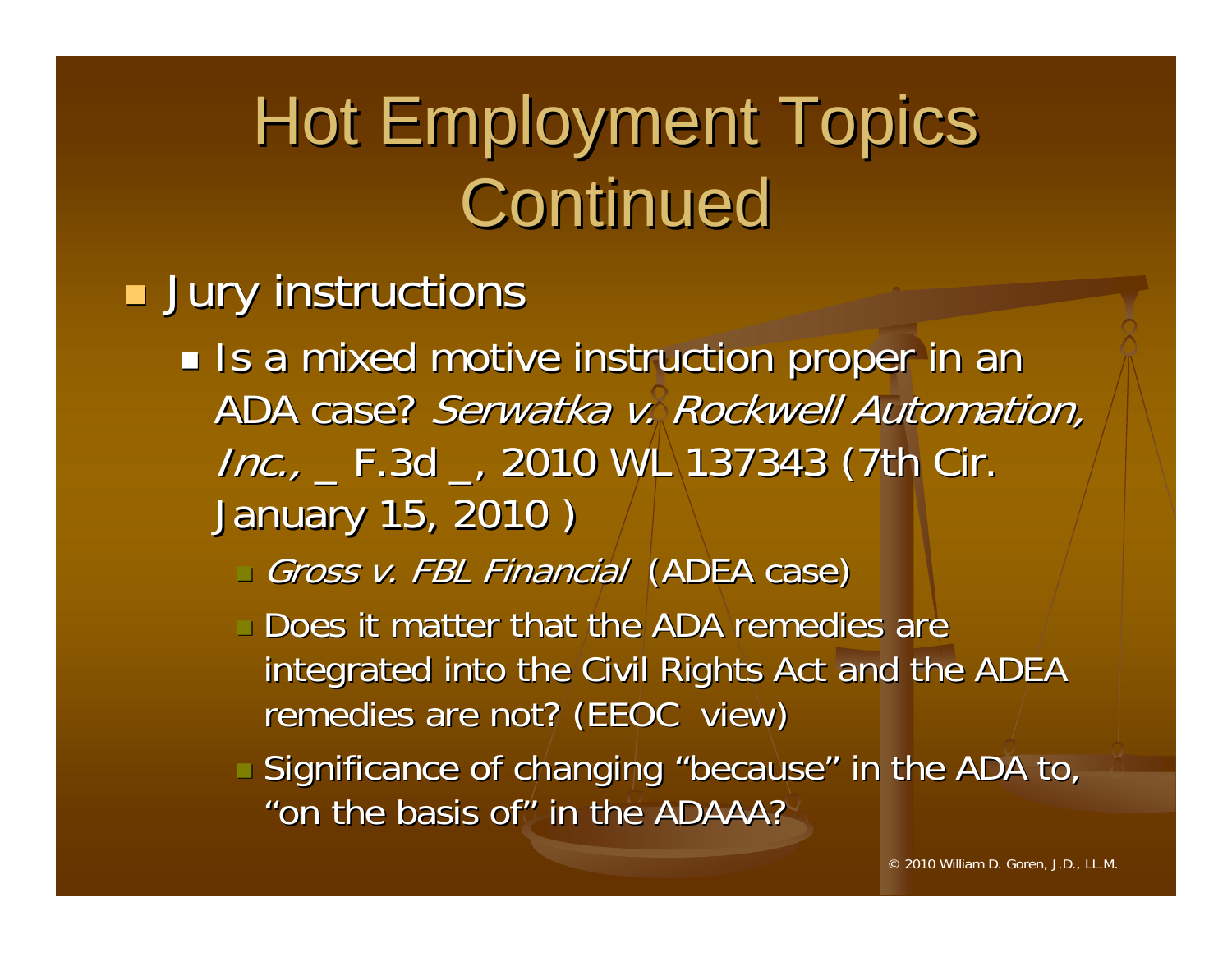# Hot Employment Topics Continued

- Jury instructions
  - Is a mixed motive instruction proper in an ADA case? *Serwatka v. Rockwell Automation, Inc.,* _ F.3d _, 2010 WL 137343 (7th Cir. January 15, 2010 )
    - *Gross v. FBL Financial* (ADEA case)
    - Does it matter that the ADA remedies are integrated into the Civil Rights Act and the ADEA remedies are not? (EEOC view)
    - Significance of changing "because" in the ADA to, "on the basis of" in the ADAAA?

© 2010 William D. Goren, J.D., LL.M.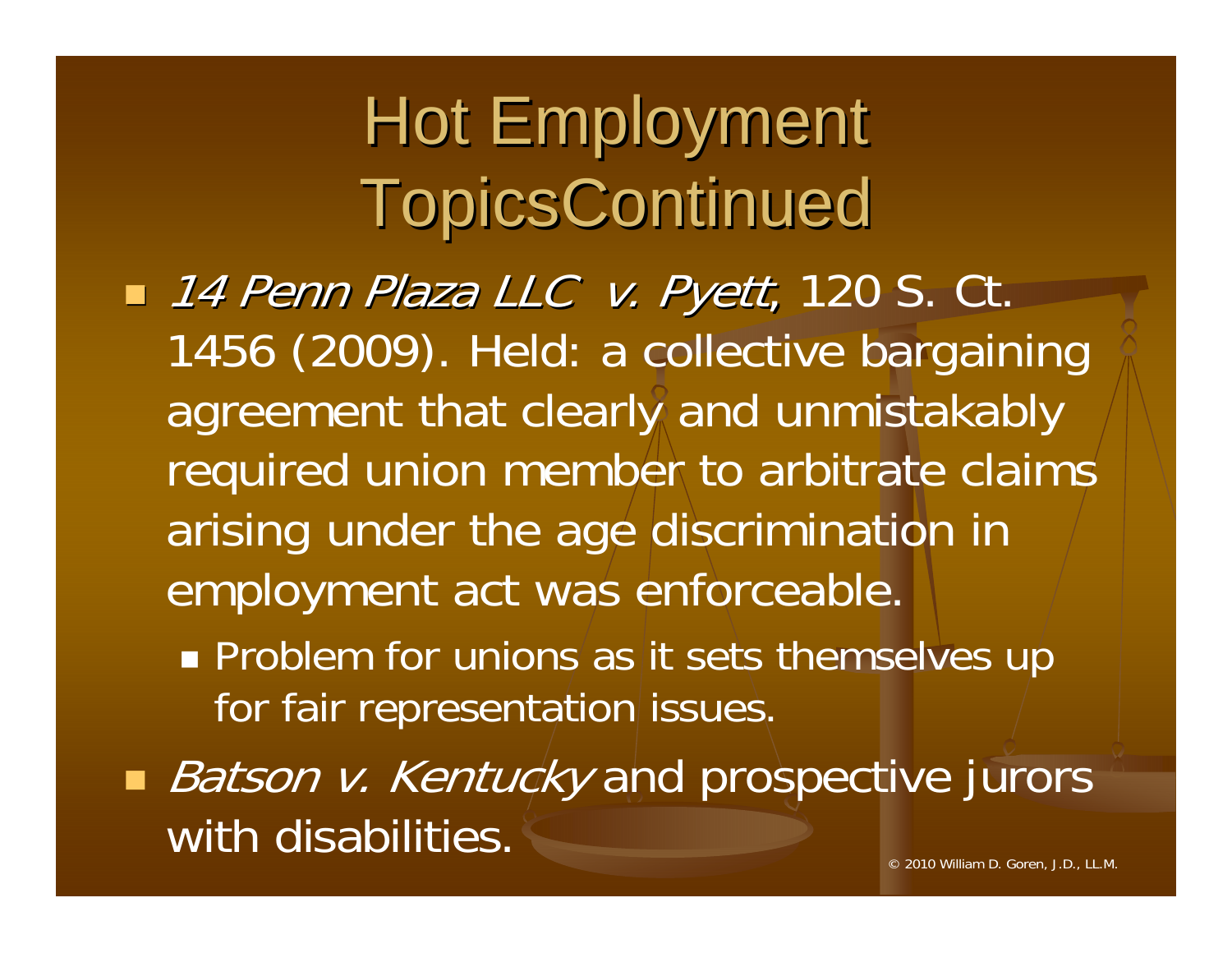# Hot Employment TopicsContinued

- *14 Penn Plaza LLC v. Pyett*, 120 S. Ct. 1456 (2009). Held: a collective bargaining agreement that clearly and unmistakably required union member to arbitrate claims arising under the age discrimination in employment act was enforceable.
  - Problem for unions as it sets themselves up for fair representation issues.
- *Batson v. Kentucky* and prospective jurors with disabilities.

© 2010 William D. Goren, J.D., LL.M.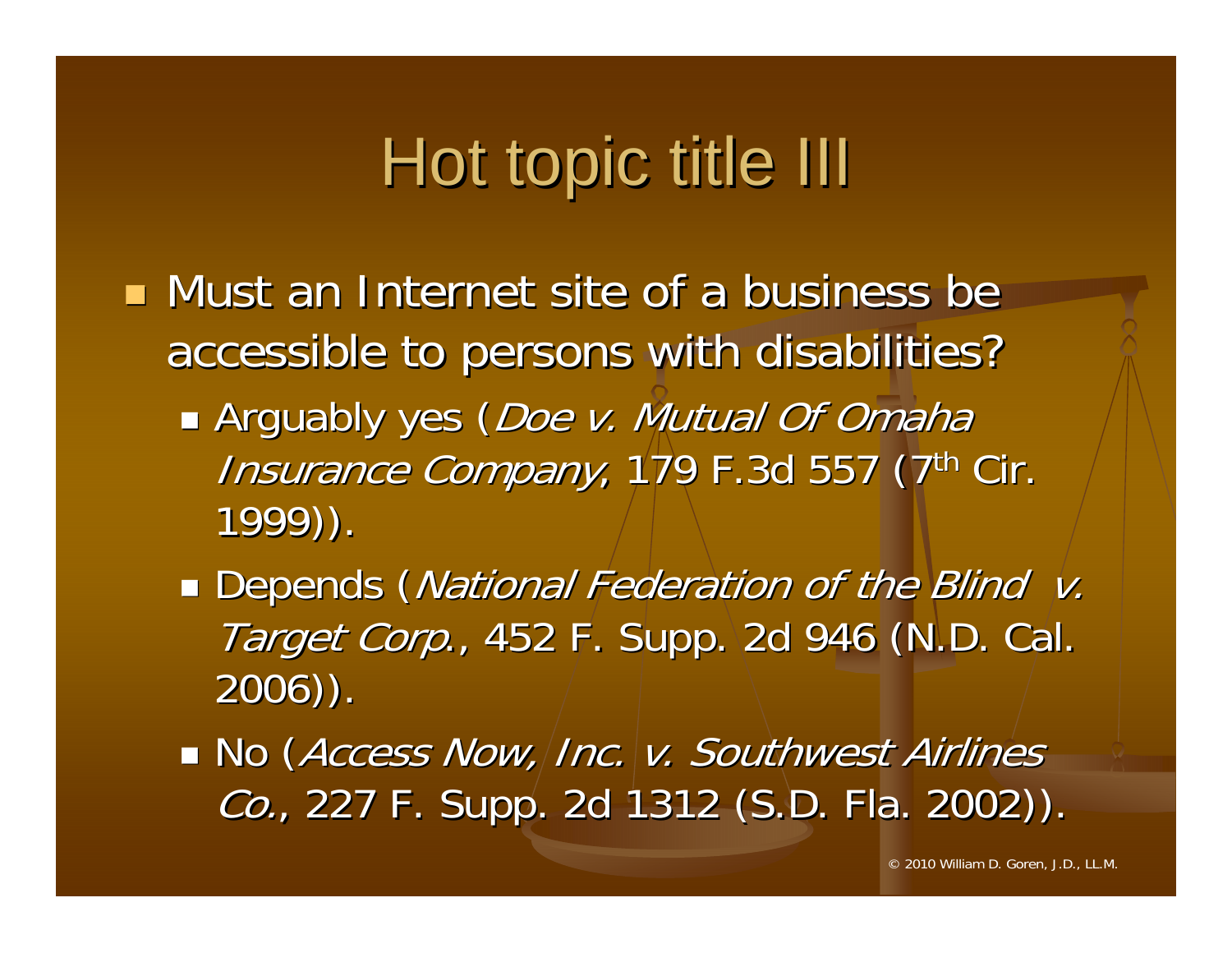# Hot topic title III

- Must an Internet site of a business be accessible to persons with disabilities?
  - Arguably yes (*Doe v. Mutual Of Omaha Insurance Company*, 179 F.3d 557 (7th Cir. 1999)).
  - Depends (*National Federation of the Blind v. Target Corp.*, 452 F. Supp. 2d 946 (N.D. Cal. 2006)).
  - No (*Access Now, Inc. v. Southwest Airlines Co.*, 227 F. Supp. 2d 1312 (S.D. Fla. 2002)).

© 2010 William D. Goren, J.D., LL.M.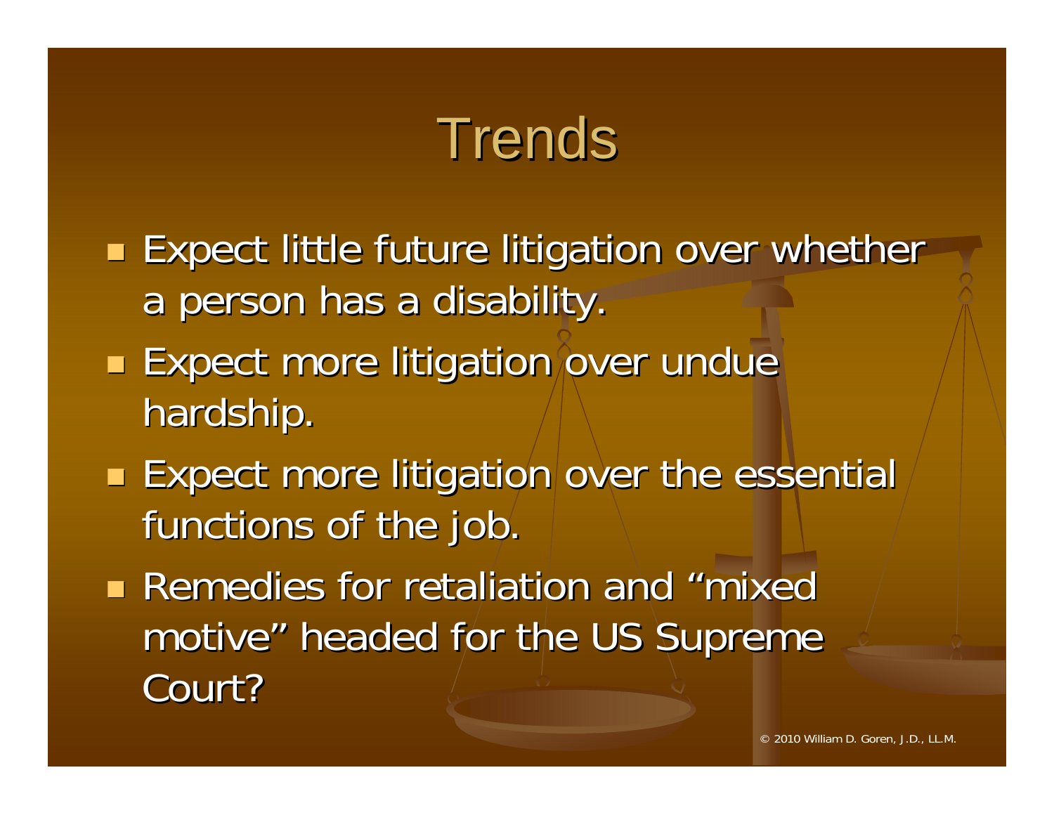# Trends

- Expect little future litigation over whether a person has a disability.
- Expect more litigation over undue hardship.
- Expect more litigation over the essential functions of the job.
- Remedies for retaliation and "mixed motive" headed for the US Supreme Court?

© 2010 William D. Goren, J.D., LL.M.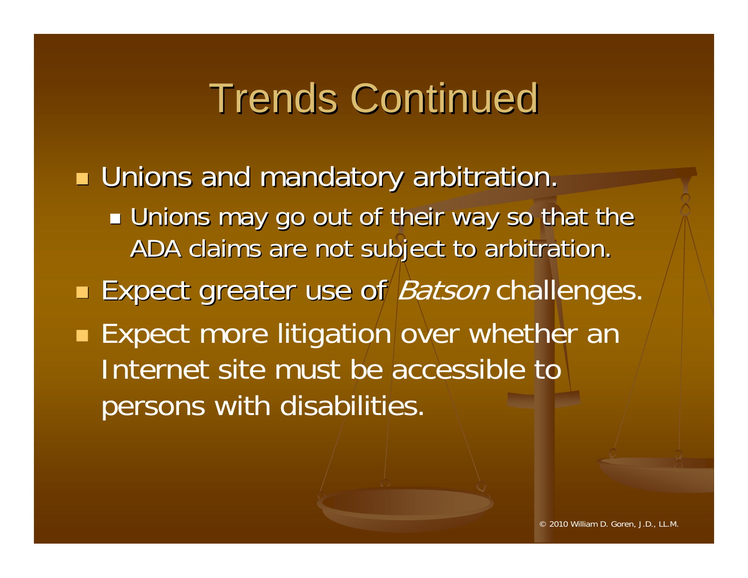# Trends Continued

- Unions and mandatory arbitration.
  - Unions may go out of their way so that the ADA claims are not subject to arbitration.
- Expect greater use of *Batson* challenges.
- Expect more litigation over whether an Internet site must be accessible to persons with disabilities.

© 2010 William D. Goren, J.D., LL.M.